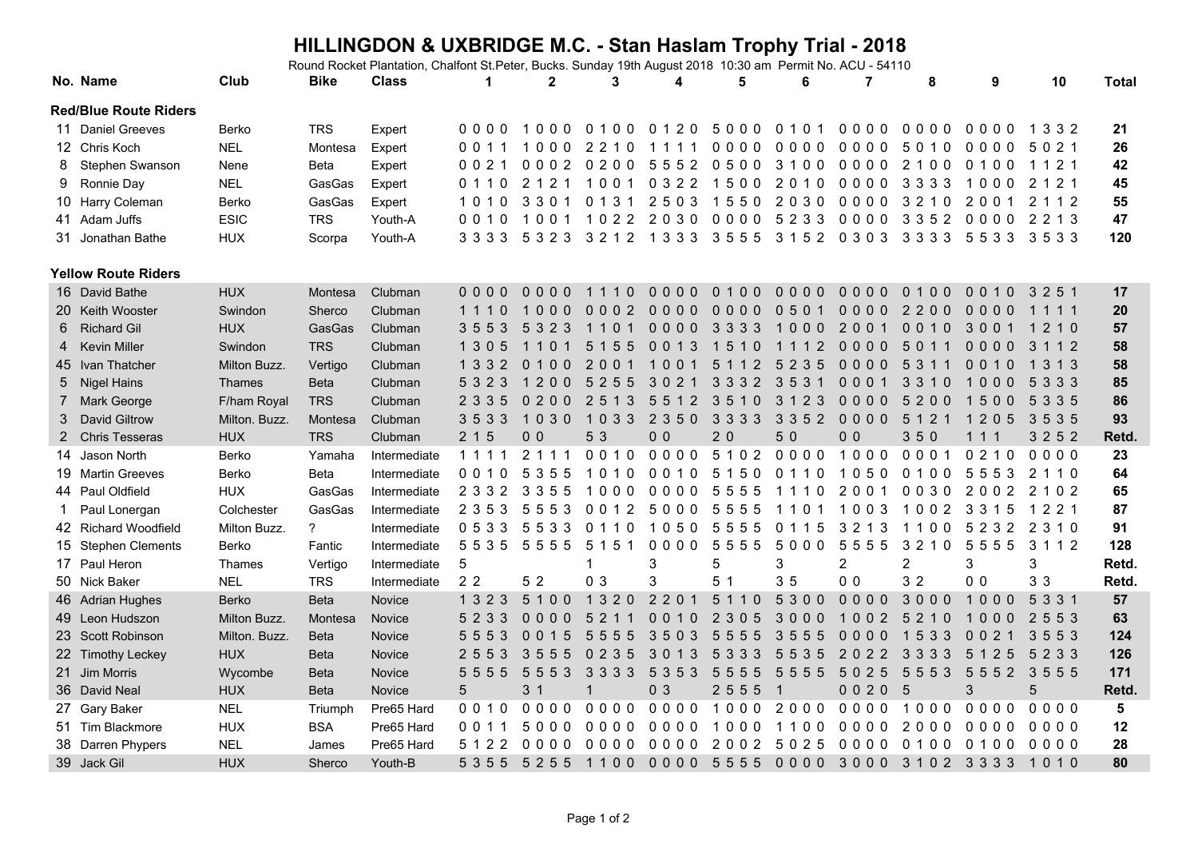# HILLINGDON & UXBRIDGE M.C. - Stan Haslam Trophy Trial - 2018

Round Rocket Plantation, Chalfont St.Peter, Bucks. Sunday 19th August 2018 10:30 am Permit No. ACU - 54110

| No. | Name | Club | Bike | Class | 1 | 2 | 3 | 4 | 5 | 6 | 7 | 8 | 9 | 10 | Total |
|---|---|---|---|---|---|---|---|---|---|---|---|---|---|---|---|
| **Red/Blue Route Riders** | | | | | | | | | | | | | | | |
| 11 | Daniel Greeves | Berko | TRS | Expert | 0 0 0 0 | 1 0 0 0 | 0 1 0 0 | 0 1 2 0 | 5 0 0 0 | 0 1 0 1 | 0 0 0 0 | 0 0 0 0 | 0 0 0 0 | 1 3 3 2 | **21** |
| 12 | Chris Koch | NEL | Montesa | Expert | 0 0 1 1 | 1 0 0 0 | 2 2 1 0 | 1 1 1 1 | 0 0 0 0 | 0 0 0 0 | 0 0 0 0 | 5 0 1 0 | 0 0 0 0 | 5 0 2 1 | **26** |
| 8 | Stephen Swanson | Nene | Beta | Expert | 0 0 2 1 | 0 0 0 2 | 0 2 0 0 | 5 5 5 2 | 0 5 0 0 | 3 1 0 0 | 0 0 0 0 | 2 1 0 0 | 0 1 0 0 | 1 1 2 1 | **42** |
| 9 | Ronnie Day | NEL | GasGas | Expert | 0 1 1 0 | 2 1 2 1 | 1 0 0 1 | 0 3 2 2 | 1 5 0 0 | 2 0 1 0 | 0 0 0 0 | 3 3 3 3 | 1 0 0 0 | 2 1 2 1 | **45** |
| 10 | Harry Coleman | Berko | GasGas | Expert | 1 0 1 0 | 3 3 0 1 | 0 1 3 1 | 2 5 0 3 | 1 5 5 0 | 2 0 3 0 | 0 0 0 0 | 3 2 1 0 | 2 0 0 1 | 2 1 1 2 | **55** |
| 41 | Adam Juffs | ESIC | TRS | Youth-A | 0 0 1 0 | 1 0 0 1 | 1 0 2 2 | 2 0 3 0 | 0 0 0 0 | 5 2 3 3 | 0 0 0 0 | 3 3 5 2 | 0 0 0 0 | 2 2 1 3 | **47** |
| 31 | Jonathan Bathe | HUX | Scorpa | Youth-A | 3 3 3 3 | 5 3 2 3 | 3 2 1 2 | 1 3 3 3 | 3 5 5 5 | 3 1 5 2 | 0 3 0 3 | 3 3 3 3 | 5 5 3 3 | 3 5 3 3 | **120** |
| **Yellow Route Riders** | | | | | | | | | | | | | | | |
| 16 | David Bathe | HUX | Montesa | Clubman | 0 0 0 0 | 0 0 0 0 | 1 1 1 0 | 0 0 0 0 | 0 1 0 0 | 0 0 0 0 | 0 0 0 0 | 0 1 0 0 | 0 0 1 0 | 3 2 5 1 | **17** |
| 20 | Keith Wooster | Swindon | Sherco | Clubman | 1 1 1 0 | 1 0 0 0 | 0 0 0 2 | 0 0 0 0 | 0 0 0 0 | 0 5 0 1 | 0 0 0 0 | 2 2 0 0 | 0 0 0 0 | 1 1 1 1 | **20** |
| 6 | Richard Gil | HUX | GasGas | Clubman | 3 5 5 3 | 5 3 2 3 | 1 1 0 1 | 0 0 0 0 | 3 3 3 3 | 1 0 0 0 | 2 0 0 1 | 0 0 1 0 | 3 0 0 1 | 1 2 1 0 | **57** |
| 4 | Kevin Miller | Swindon | TRS | Clubman | 1 3 0 5 | 1 1 0 1 | 5 1 5 5 | 0 0 1 3 | 1 5 1 0 | 1 1 1 2 | 0 0 0 0 | 5 0 1 1 | 0 0 0 0 | 3 1 1 2 | **58** |
| 45 | Ivan Thatcher | Milton Buzz. | Vertigo | Clubman | 1 3 3 2 | 0 1 0 0 | 2 0 0 1 | 1 0 0 1 | 5 1 1 2 | 5 2 3 5 | 0 0 0 0 | 5 3 1 1 | 0 0 1 0 | 1 3 1 3 | **58** |
| 5 | Nigel Hains | Thames | Beta | Clubman | 5 3 2 3 | 1 2 0 0 | 5 2 5 5 | 3 0 2 1 | 3 3 3 2 | 3 5 3 1 | 0 0 0 1 | 3 3 1 0 | 1 0 0 0 | 5 3 3 3 | **85** |
| 7 | Mark George | F/ham Royal | TRS | Clubman | 2 3 3 5 | 0 2 0 0 | 2 5 1 3 | 5 5 1 2 | 3 5 1 0 | 3 1 2 3 | 0 0 0 0 | 5 2 0 0 | 1 5 0 0 | 5 3 3 5 | **86** |
| 3 | David Giltrow | Milton. Buzz. | Montesa | Clubman | 3 5 3 3 | 1 0 3 0 | 1 0 3 3 | 2 3 5 0 | 3 3 3 3 | 3 3 5 2 | 0 0 0 0 | 5 1 2 1 | 1 2 0 5 | 3 5 3 5 | **93** |
| 2 | Chris Tesseras | HUX | TRS | Clubman | 2 1 5 | 0 0 | 5 3 | 0 0 | 2 0 | 5 0 | 0 0 | 3 5 0 | 1 1 1 | 3 2 5 2 | **Retd.** |
| 14 | Jason North | Berko | Yamaha | Intermediate | 1 1 1 1 | 2 1 1 1 | 0 0 1 0 | 0 0 0 0 | 5 1 0 2 | 0 0 0 0 | 1 0 0 0 | 0 0 0 1 | 0 2 1 0 | 0 0 0 0 | **23** |
| 19 | Martin Greeves | Berko | Beta | Intermediate | 0 0 1 0 | 5 3 5 5 | 1 0 1 0 | 0 0 1 0 | 5 1 5 0 | 0 1 1 0 | 1 0 5 0 | 0 1 0 0 | 5 5 5 3 | 2 1 1 0 | **64** |
| 44 | Paul Oldfield | HUX | GasGas | Intermediate | 2 3 3 2 | 3 3 5 5 | 1 0 0 0 | 0 0 0 0 | 5 5 5 5 | 1 1 1 0 | 2 0 0 1 | 0 0 3 0 | 2 0 0 2 | 2 1 0 2 | **65** |
| 1 | Paul Lonergan | Colchester | GasGas | Intermediate | 2 3 5 3 | 5 5 5 3 | 0 0 1 2 | 5 0 0 0 | 5 5 5 5 | 1 1 0 1 | 1 0 0 3 | 1 0 0 2 | 3 3 1 5 | 1 2 2 1 | **87** |
| 42 | Richard Woodfield | Milton Buzz. | ? | Intermediate | 0 5 3 3 | 5 5 3 3 | 0 1 1 0 | 1 0 5 0 | 5 5 5 5 | 0 1 1 5 | 3 2 1 3 | 1 1 0 0 | 5 2 3 2 | 2 3 1 0 | **91** |
| 15 | Stephen Clements | Berko | Fantic | Intermediate | 5 5 3 5 | 5 5 5 5 | 5 1 5 1 | 0 0 0 0 | 5 5 5 5 | 5 0 0 0 | 5 5 5 5 | 3 2 1 0 | 5 5 5 5 | 3 1 1 2 | **128** |
| 17 | Paul Heron | Thames | Vertigo | Intermediate | 5 | | 1 | 3 | 5 | 3 | 2 | 2 | 3 | 3 | **Retd.** |
| 50 | Nick Baker | NEL | TRS | Intermediate | 2 2 | 5 2 | 0 3 | 3 | 5 1 | 3 5 | 0 0 | 3 2 | 0 0 | 3 3 | **Retd.** |
| 46 | Adrian Hughes | Berko | Beta | Novice | 1 3 2 3 | 5 1 0 0 | 1 3 2 0 | 2 2 0 1 | 5 1 1 0 | 5 3 0 0 | 0 0 0 0 | 3 0 0 0 | 1 0 0 0 | 5 3 3 1 | **57** |
| 49 | Leon Hudszon | Milton Buzz. | Montesa | Novice | 5 2 3 3 | 0 0 0 0 | 5 2 1 1 | 0 0 1 0 | 2 3 0 5 | 3 0 0 0 | 1 0 0 2 | 5 2 1 0 | 1 0 0 0 | 2 5 5 3 | **63** |
| 23 | Scott Robinson | Milton. Buzz. | Beta | Novice | 5 5 5 3 | 0 0 1 5 | 5 5 5 5 | 3 5 0 3 | 5 5 5 5 | 3 5 5 5 | 0 0 0 0 | 1 5 3 3 | 0 0 2 1 | 3 5 5 3 | **124** |
| 22 | Timothy Leckey | HUX | Beta | Novice | 2 5 5 3 | 3 5 5 5 | 0 2 3 5 | 3 0 1 3 | 5 3 3 3 | 5 5 3 5 | 2 0 2 2 | 3 3 3 3 | 5 1 2 5 | 5 2 3 3 | **126** |
| 21 | Jim Morris | Wycombe | Beta | Novice | 5 5 5 5 | 5 5 5 3 | 3 3 3 3 | 5 3 5 3 | 5 5 5 5 | 5 5 5 5 | 5 0 2 5 | 5 5 5 3 | 5 5 5 2 | 3 5 5 5 | **171** |
| 36 | David Neal | HUX | Beta | Novice | 5 | 3 1 | 1 | 0 3 | 2 5 5 5 | 1 | 0 0 2 0 | 5 | 3 | 5 | **Retd.** |
| 27 | Gary Baker | NEL | Triumph | Pre65 Hard | 0 0 1 0 | 0 0 0 0 | 0 0 0 0 | 0 0 0 0 | 1 0 0 0 | 2 0 0 0 | 0 0 0 0 | 1 0 0 0 | 0 0 0 0 | 0 0 0 0 | **5** |
| 51 | Tim Blackmore | HUX | BSA | Pre65 Hard | 0 0 1 1 | 5 0 0 0 | 0 0 0 0 | 0 0 0 0 | 1 0 0 0 | 1 1 0 0 | 0 0 0 0 | 2 0 0 0 | 0 0 0 0 | 0 0 0 0 | **12** |
| 38 | Darren Phypers | NEL | James | Pre65 Hard | 5 1 2 2 | 0 0 0 0 | 0 0 0 0 | 0 0 0 0 | 2 0 0 2 | 5 0 2 5 | 0 0 0 0 | 0 1 0 0 | 0 1 0 0 | 0 0 0 0 | **28** |
| 39 | Jack Gil | HUX | Sherco | Youth-B | 5 3 5 5 | 5 2 5 5 | 1 1 0 0 | 0 0 0 0 | 5 5 5 5 | 0 0 0 0 | 3 0 0 0 | 3 1 0 2 | 3 3 3 3 | 1 0 1 0 | **80** |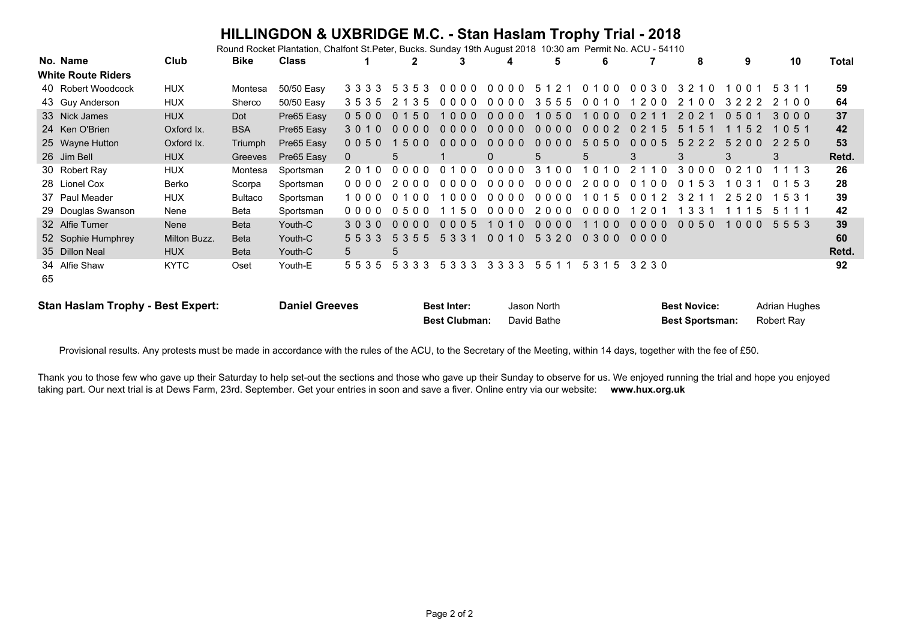# HILLINGDON & UXBRIDGE M.C. - Stan Haslam Trophy Trial - 2018

Round Rocket Plantation, Chalfont St.Peter, Bucks. Sunday 19th August 2018 10:30 am Permit No. ACU - 54110

| No. | Name | Club | Bike | Class | 1 | 2 | 3 | 4 | 5 | 6 | 7 | 8 | 9 | 10 | Total |
|---|---|---|---|---|---|---|---|---|---|---|---|---|---|---|---|
| **White Route Riders** | | | | | | | | | | | | | | | |
| 40 | Robert Woodcock | HUX | Montesa | 50/50 Easy | 3 3 3 3 | 5 3 5 3 | 0 0 0 0 | 0 0 0 0 | 5 1 2 1 | 0 1 0 0 | 0 0 3 0 | 3 2 1 0 | 1 0 0 1 | 5 3 1 1 | **59** |
| 43 | Guy Anderson | HUX | Sherco | 50/50 Easy | 3 5 3 5 | 2 1 3 5 | 0 0 0 0 | 0 0 0 0 | 3 5 5 5 | 0 0 1 0 | 1 2 0 0 | 2 1 0 0 | 3 2 2 2 | 2 1 0 0 | **64** |
| 33 | Nick James | HUX | Dot | Pre65 Easy | 0 5 0 0 | 0 1 5 0 | 1 0 0 0 | 0 0 0 0 | 1 0 5 0 | 1 0 0 0 | 0 2 1 1 | 2 0 2 1 | 0 5 0 1 | 3 0 0 0 | **37** |
| 24 | Ken O'Brien | Oxford Ix. | BSA | Pre65 Easy | 3 0 1 0 | 0 0 0 0 | 0 0 0 0 | 0 0 0 0 | 0 0 0 0 | 0 0 0 2 | 0 2 1 5 | 5 1 5 1 | 1 1 5 2 | 1 0 5 1 | **42** |
| 25 | Wayne Hutton | Oxford Ix. | Triumph | Pre65 Easy | 0 0 5 0 | 1 5 0 0 | 0 0 0 0 | 0 0 0 0 | 0 0 0 0 | 5 0 5 0 | 0 0 0 5 | 5 2 2 2 | 5 2 0 0 | 2 2 5 0 | **53** |
| 26 | Jim Bell | HUX | Greeves | Pre65 Easy | 0 | 5 | 1 | 0 | 5 | 5 | 3 | 3 | 3 | 3 | **Retd.** |
| 30 | Robert Ray | HUX | Montesa | Sportsman | 2 0 1 0 | 0 0 0 0 | 0 1 0 0 | 0 0 0 0 | 3 1 0 0 | 1 0 1 0 | 2 1 1 0 | 3 0 0 0 | 0 2 1 0 | 1 1 1 3 | **26** |
| 28 | Lionel Cox | Berko | Scorpa | Sportsman | 0 0 0 0 | 2 0 0 0 | 0 0 0 0 | 0 0 0 0 | 0 0 0 0 | 2 0 0 0 | 0 1 0 0 | 0 1 5 3 | 1 0 3 1 | 0 1 5 3 | **28** |
| 37 | Paul Meader | HUX | Bultaco | Sportsman | 1 0 0 0 | 0 1 0 0 | 1 0 0 0 | 0 0 0 0 | 0 0 0 0 | 1 0 1 5 | 0 0 1 2 | 3 2 1 1 | 2 5 2 0 | 1 5 3 1 | **39** |
| 29 | Douglas Swanson | Nene | Beta | Sportsman | 0 0 0 0 | 0 5 0 0 | 1 1 5 0 | 0 0 0 0 | 2 0 0 0 | 0 0 0 0 | 1 2 0 1 | 1 3 3 1 | 1 1 1 5 | 5 1 1 1 | **42** |
| 32 | Alfie Turner | Nene | Beta | Youth-C | 3 0 3 0 | 0 0 0 0 | 0 0 0 5 | 1 0 1 0 | 0 0 0 0 | 1 1 0 0 | 0 0 0 0 | 0 0 5 0 | 1 0 0 0 | 5 5 5 3 | **39** |
| 52 | Sophie Humphrey | Milton Buzz. | Beta | Youth-C | 5 5 3 3 | 5 3 5 5 | 5 3 3 1 | 0 0 1 0 | 5 3 2 0 | 0 3 0 0 | 0 0 0 0 | | | | **60** |
| 35 | Dillon Neal | HUX | Beta | Youth-C | 5 | 5 | | | | | | | | | **Retd.** |
| 34 | Alfie Shaw | KYTC | Oset | Youth-E | 5 5 3 5 | 5 3 3 3 | 5 3 3 3 | 3 3 3 3 | 5 5 1 1 | 5 3 1 5 | 3 2 3 0 | | | | **92** |
| 65 | | | | | | | | | | | | | | | |

| | | | | | | | |
|---|---|---|---|---|---|---|---|
| **Stan Haslam Trophy - Best Expert:** | **Daniel Greeves** | **Best Inter:** | Jason North | **Best Novice:** | Adrian Hughes | | |
| | | **Best Clubman:** | David Bathe | **Best Sportsman:** | Robert Ray | | |

Provisional results. Any protests must be made in accordance with the rules of the ACU, to the Secretary of the Meeting, within 14 days, together with the fee of £50.

Thank you to those few who gave up their Saturday to help set-out the sections and those who gave up their Sunday to observe for us. We enjoyed running the trial and hope you enjoyed taking part. Our next trial is at Dews Farm, 23rd. September. Get your entries in soon and save a fiver. Online entry via our website: **www.hux.org.uk**